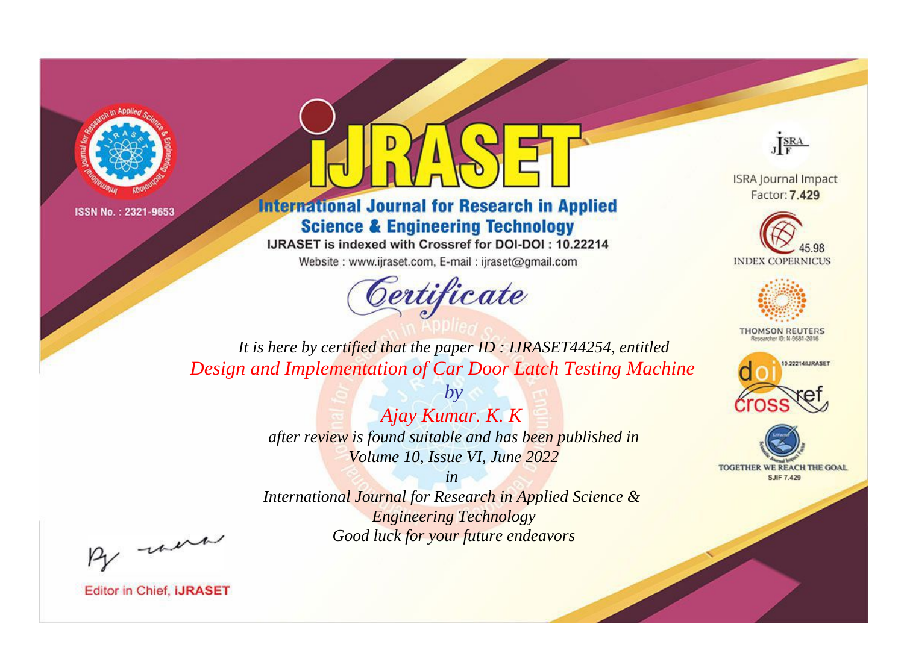ISSN No. : 2321-9653

# iJRASET

## International Journal for Research in Applied Science & Engineering Technology

IJRASET is indexed with Crossref for DOI-DOI : 10.22214

Website : www.ijraset.com, E-mail : ijraset@gmail.com

ISRA Journal Impact Factor: **7.429**

45.98 INDEX COPERNICUS

THOMSON REUTERS Researcher ID: N-9681-2016

10.22214/IJRASET

TOGETHER WE REACH THE GOAL SJIF 7.429

# *Certificate*

*It is here by certified that the paper ID : IJRASET44254, entitled*

*Design and Implementation of Car Door Latch Testing Machine*

*by*

*Ajay Kumar. K. K*

*after review is found suitable and has been published in*
*Volume 10, Issue VI, June 2022*

*in*

*International Journal for Research in Applied Science & Engineering Technology*

*Good luck for your future endeavors*

Editor in Chief, **iJRASET**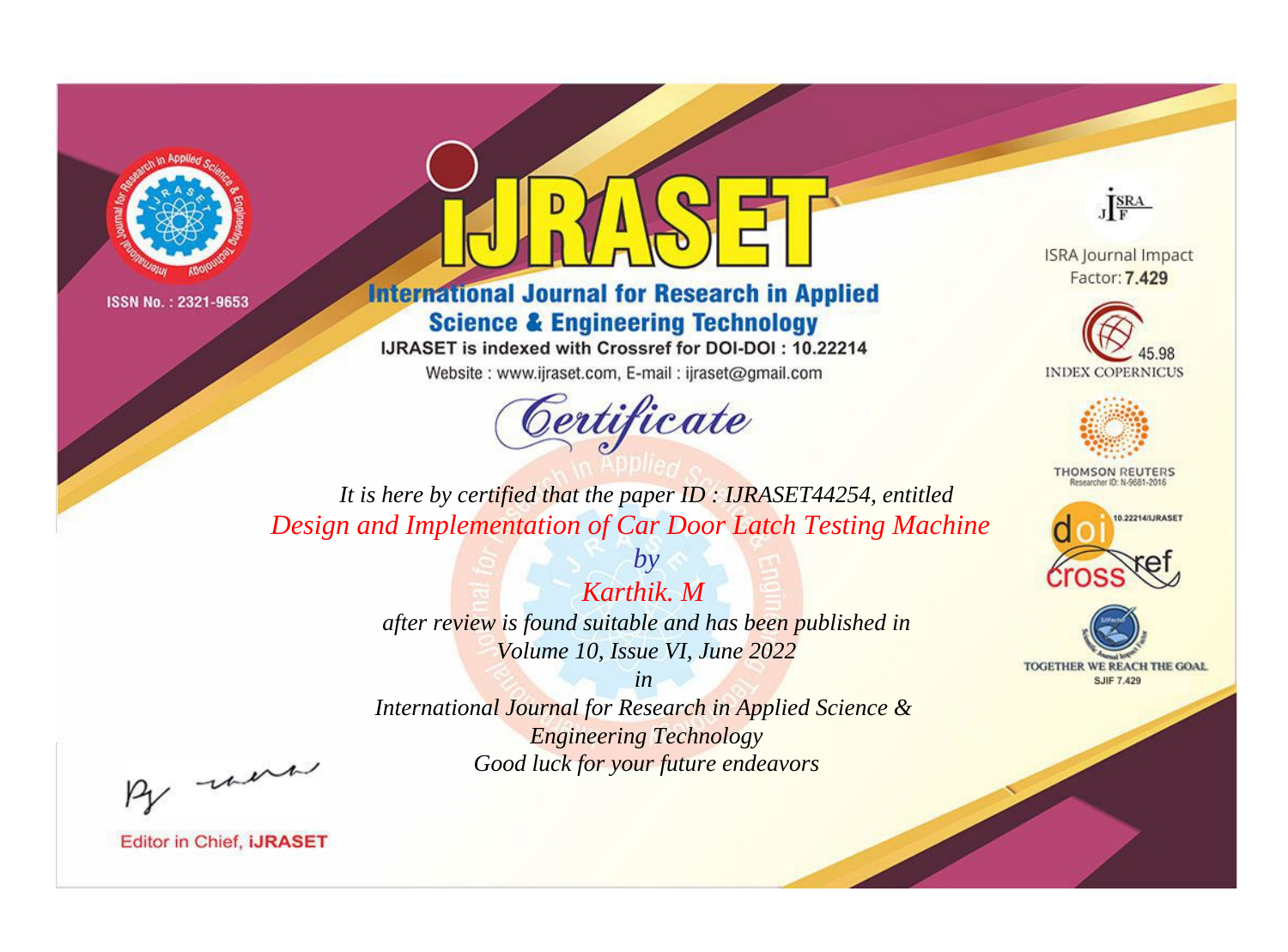ISSN No. : 2321-9653

# IJRASET

## International Journal for Research in Applied Science & Engineering Technology

IJRASET is indexed with Crossref for DOI-DOI : 10.22214

Website : www.ijraset.com, E-mail : ijraset@gmail.com

ISRA Journal Impact Factor: **7.429**

45.98 INDEX COPERNICUS

THOMSON REUTERS Researcher ID: N-9681-2016

10.22214/IJRASET

TOGETHER WE REACH THE GOAL SJIF 7.429

# Certificate

*It is here by certified that the paper ID : IJRASET44254, entitled*

*Design and Implementation of Car Door Latch Testing Machine*

*by*

*Karthik. M*

*after review is found suitable and has been published in*

*Volume 10, Issue VI, June 2022*

*in*

*International Journal for Research in Applied Science & Engineering Technology*

*Good luck for your future endeavors*

Editor in Chief, **IJRASET**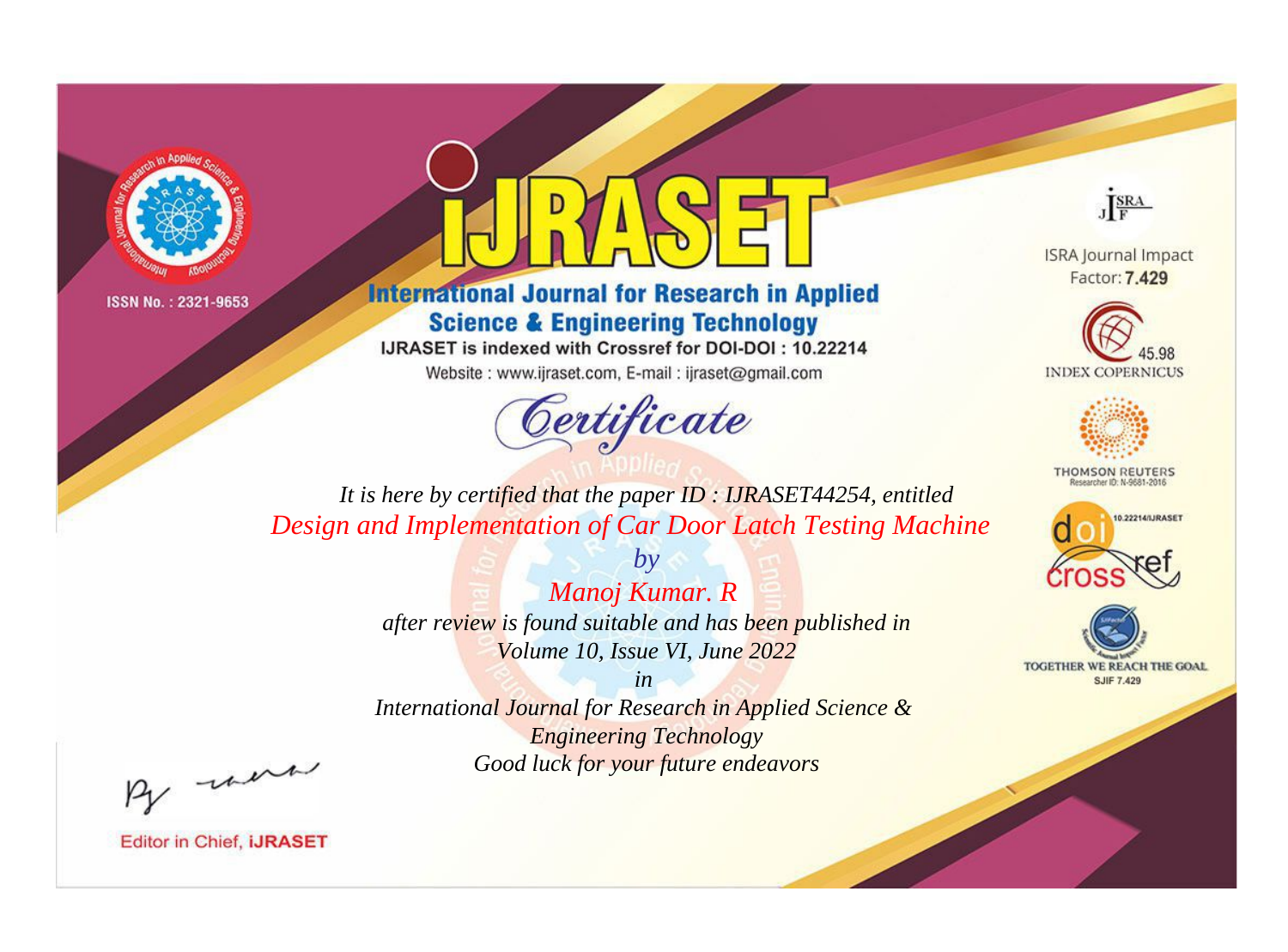ISSN No. : 2321-9653

# iJRASET

## International Journal for Research in Applied Science & Engineering Technology

IJRASET is indexed with Crossref for DOI-DOI : 10.22214

Website : www.ijraset.com, E-mail : ijraset@gmail.com

ISRA Journal Impact Factor: **7.429**

45.98 INDEX COPERNICUS

THOMSON REUTERS Researcher ID: N-9681-2016

10.22214/IJRASET

TOGETHER WE REACH THE GOAL SJIF 7.429

# Certificate

*It is here by certified that the paper ID : IJRASET44254, entitled*

*Design and Implementation of Car Door Latch Testing Machine*

*by*

*Manoj Kumar. R*

*after review is found suitable and has been published in*

*Volume 10, Issue VI, June 2022*

*in*

*International Journal for Research in Applied Science & Engineering Technology*

*Good luck for your future endeavors*

Editor in Chief, **iJRASET**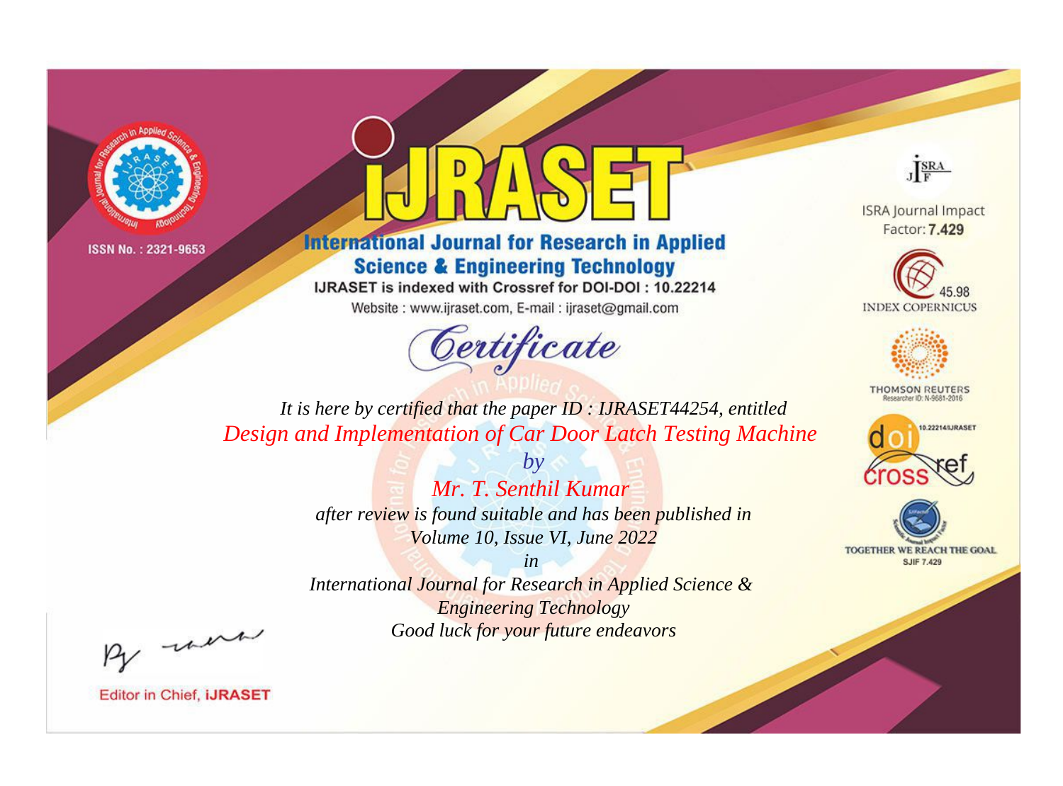ISSN No. : 2321-9653

# iJRASET

## International Journal for Research in Applied Science & Engineering Technology

IJRASET is indexed with Crossref for DOI-DOI : 10.22214

Website : www.ijraset.com, E-mail : ijraset@gmail.com

*Certificate*

*It is here by certified that the paper ID : IJRASET44254, entitled*

*Design and Implementation of Car Door Latch Testing Machine*

*by*

*Mr. T. Senthil Kumar*

*after review is found suitable and has been published in*

*Volume 10, Issue VI, June 2022*

*in*

*International Journal for Research in Applied Science & Engineering Technology*

*Good luck for your future endeavors*

ISRA Journal Impact Factor: **7.429**

45.98 INDEX COPERNICUS

THOMSON REUTERS Researcher ID: N-9681-2016

10.22214/IJRASET

TOGETHER WE REACH THE GOAL SJIF 7.429

Editor in Chief, **iJRASET**